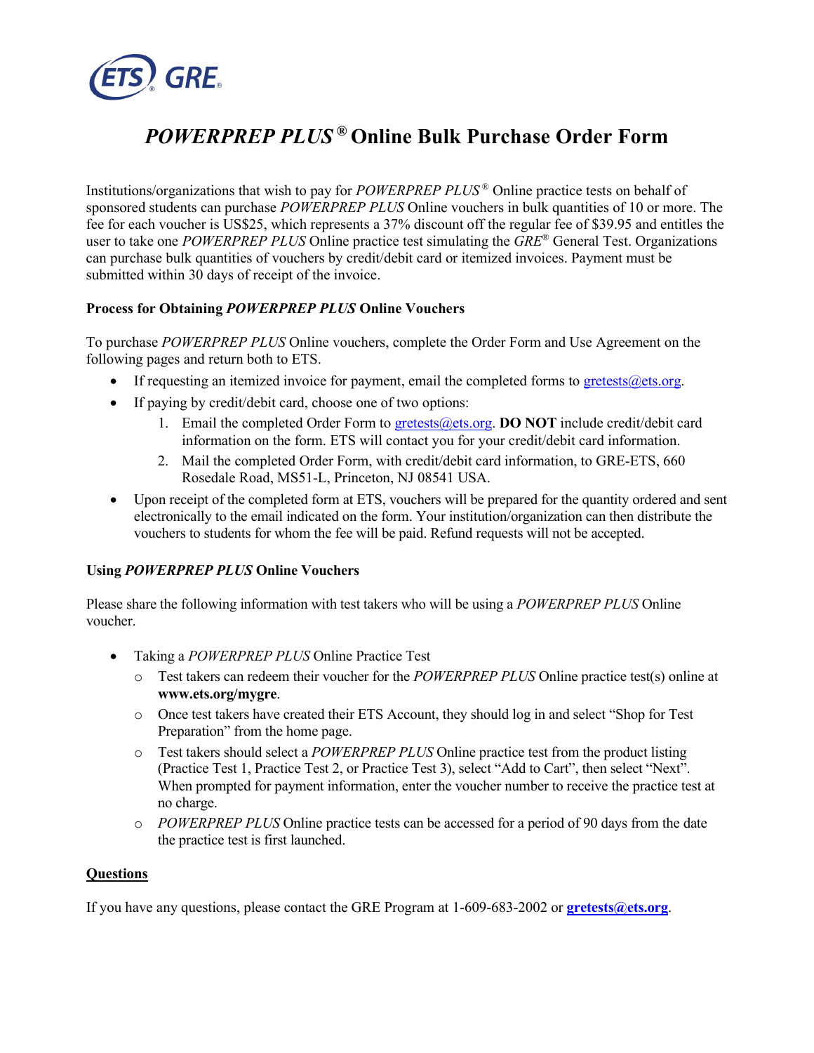ETS GRE

# *POWERPREP PLUS®* Online Bulk Purchase Order Form

Institutions/organizations that wish to pay for *POWERPREP PLUS®* Online practice tests on behalf of sponsored students can purchase *POWERPREP PLUS* Online vouchers in bulk quantities of 10 or more. The fee for each voucher is US$25, which represents a 37% discount off the regular fee of $39.95 and entitles the user to take one *POWERPREP PLUS* Online practice test simulating the *GRE®* General Test. Organizations can purchase bulk quantities of vouchers by credit/debit card or itemized invoices. Payment must be submitted within 30 days of receipt of the invoice.

### Process for Obtaining *POWERPREP PLUS* Online Vouchers

To purchase *POWERPREP PLUS* Online vouchers, complete the Order Form and Use Agreement on the following pages and return both to ETS.

- If requesting an itemized invoice for payment, email the completed forms to gretests@ets.org.
- If paying by credit/debit card, choose one of two options:
  1. Email the completed Order Form to gretests@ets.org. **DO NOT** include credit/debit card information on the form. ETS will contact you for your credit/debit card information.
  2. Mail the completed Order Form, with credit/debit card information, to GRE-ETS, 660 Rosedale Road, MS51-L, Princeton, NJ 08541 USA.
- Upon receipt of the completed form at ETS, vouchers will be prepared for the quantity ordered and sent electronically to the email indicated on the form. Your institution/organization can then distribute the vouchers to students for whom the fee will be paid. Refund requests will not be accepted.

### Using *POWERPREP PLUS* Online Vouchers

Please share the following information with test takers who will be using a *POWERPREP PLUS* Online voucher.

- Taking a *POWERPREP PLUS* Online Practice Test
  - Test takers can redeem their voucher for the *POWERPREP PLUS* Online practice test(s) online at **www.ets.org/mygre**.
  - Once test takers have created their ETS Account, they should log in and select "Shop for Test Preparation" from the home page.
  - Test takers should select a *POWERPREP PLUS* Online practice test from the product listing (Practice Test 1, Practice Test 2, or Practice Test 3), select "Add to Cart", then select "Next". When prompted for payment information, enter the voucher number to receive the practice test at no charge.
  - *POWERPREP PLUS* Online practice tests can be accessed for a period of 90 days from the date the practice test is first launched.

### Questions

If you have any questions, please contact the GRE Program at 1-609-683-2002 or **gretests@ets.org**.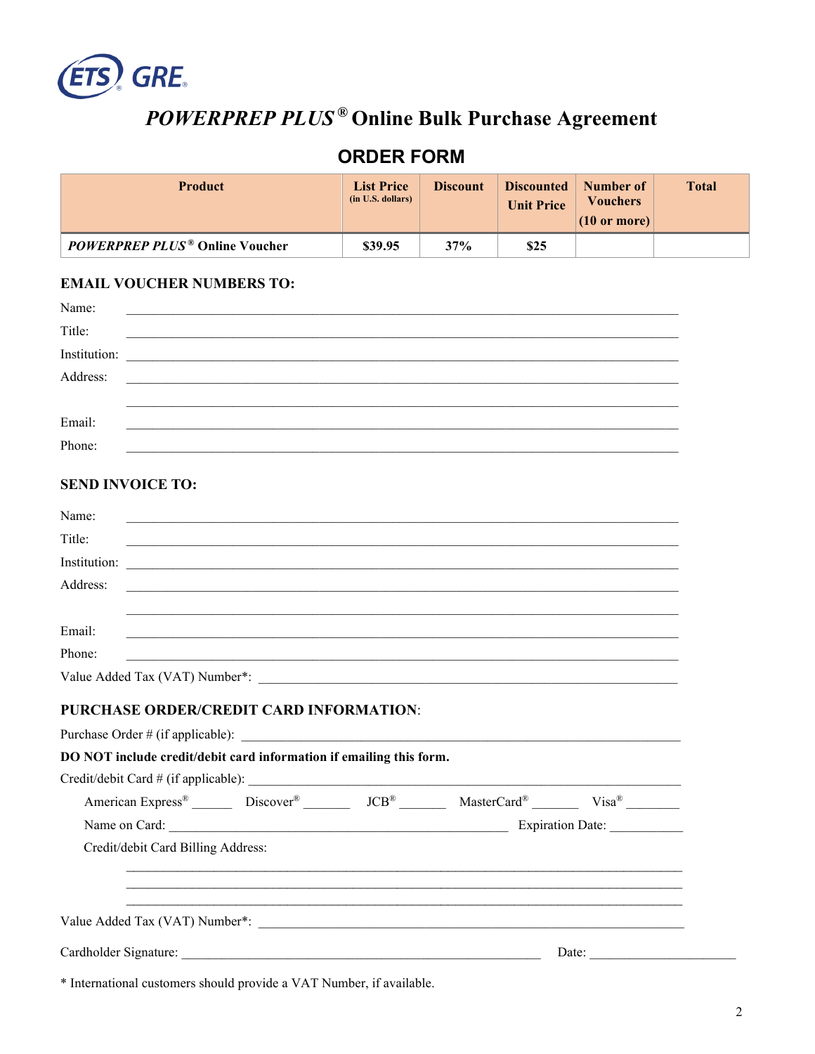# *POWERPREP PLUS®* Online Bulk Purchase Agreement

## ORDER FORM

| Product | List Price (in U.S. dollars) | Discount | Discounted Unit Price | Number of Vouchers (10 or more) | Total |
|---|---|---|---|---|---|
| *POWERPREP PLUS®* Online Voucher | $39.95 | 37% | $25 | | |

### EMAIL VOUCHER NUMBERS TO:

Name: ___________________________________________

Title: ___________________________________________

Institution: ___________________________________________

Address: ___________________________________________

___________________________________________

Email: ___________________________________________

Phone: ___________________________________________

### SEND INVOICE TO:

Name: ___________________________________________

Title: ___________________________________________

Institution: ___________________________________________

Address: ___________________________________________

___________________________________________

Email: ___________________________________________

Phone: ___________________________________________

Value Added Tax (VAT) Number*: ___________________________________________

### PURCHASE ORDER/CREDIT CARD INFORMATION:

Purchase Order # (if applicable): ___________________________________________

**DO NOT include credit/debit card information if emailing this form.**

Credit/debit Card # (if applicable): ___________________________________________

American Express® ______ Discover® _______ JCB® _______ MasterCard® _______ Visa® ________

Name on Card: _______________________________ Expiration Date: ___________

Credit/debit Card Billing Address:

___________________________________________

___________________________________________

___________________________________________

Value Added Tax (VAT) Number*: ___________________________________________

Cardholder Signature: _______________________________ Date: ______________________

\* International customers should provide a VAT Number, if available.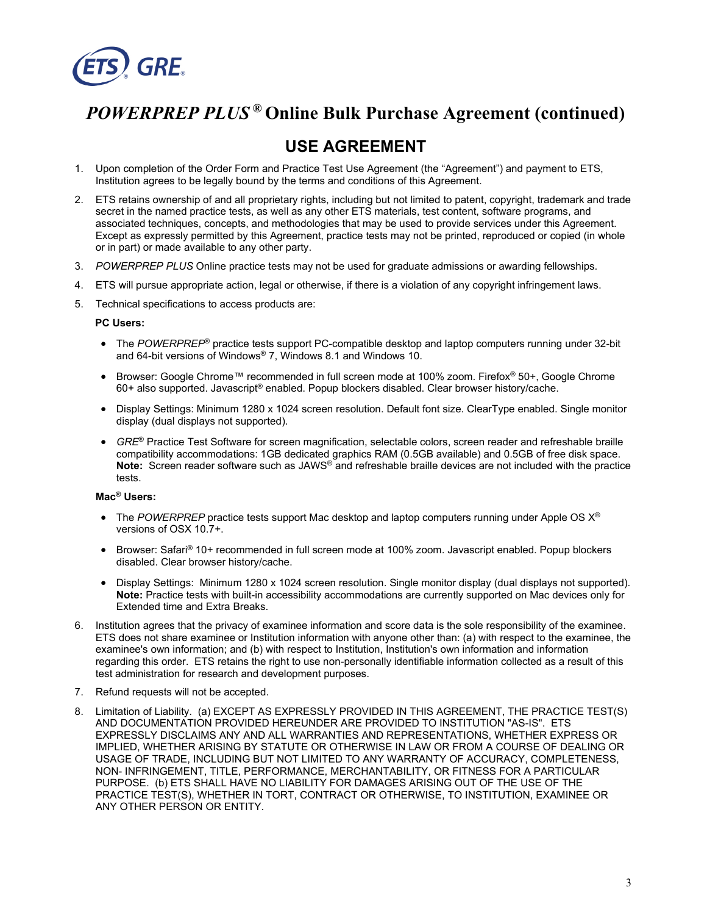# *POWERPREP PLUS®* Online Bulk Purchase Agreement (continued)

## USE AGREEMENT

1. Upon completion of the Order Form and Practice Test Use Agreement (the "Agreement") and payment to ETS, Institution agrees to be legally bound by the terms and conditions of this Agreement.
2. ETS retains ownership of and all proprietary rights, including but not limited to patent, copyright, trademark and trade secret in the named practice tests, as well as any other ETS materials, test content, software programs, and associated techniques, concepts, and methodologies that may be used to provide services under this Agreement. Except as expressly permitted by this Agreement, practice tests may not be printed, reproduced or copied (in whole or in part) or made available to any other party.
3. *POWERPREP PLUS* Online practice tests may not be used for graduate admissions or awarding fellowships.
4. ETS will pursue appropriate action, legal or otherwise, if there is a violation of any copyright infringement laws.
5. Technical specifications to access products are:

   **PC Users:**

   - The *POWERPREP®* practice tests support PC-compatible desktop and laptop computers running under 32-bit and 64-bit versions of Windows® 7, Windows 8.1 and Windows 10.
   - Browser: Google Chrome™ recommended in full screen mode at 100% zoom. Firefox® 50+, Google Chrome 60+ also supported. Javascript® enabled. Popup blockers disabled. Clear browser history/cache.
   - Display Settings: Minimum 1280 x 1024 screen resolution. Default font size. ClearType enabled. Single monitor display (dual displays not supported).
   - *GRE®* Practice Test Software for screen magnification, selectable colors, screen reader and refreshable braille compatibility accommodations: 1GB dedicated graphics RAM (0.5GB available) and 0.5GB of free disk space. **Note:** Screen reader software such as JAWS® and refreshable braille devices are not included with the practice tests.

   **Mac® Users:**

   - The *POWERPREP* practice tests support Mac desktop and laptop computers running under Apple OS X® versions of OSX 10.7+.
   - Browser: Safari® 10+ recommended in full screen mode at 100% zoom. Javascript enabled. Popup blockers disabled. Clear browser history/cache.
   - Display Settings: Minimum 1280 x 1024 screen resolution. Single monitor display (dual displays not supported). **Note:** Practice tests with built-in accessibility accommodations are currently supported on Mac devices only for Extended time and Extra Breaks.

6. Institution agrees that the privacy of examinee information and score data is the sole responsibility of the examinee. ETS does not share examinee or Institution information with anyone other than: (a) with respect to the examinee, the examinee's own information; and (b) with respect to Institution, Institution's own information and information regarding this order. ETS retains the right to use non-personally identifiable information collected as a result of this test administration for research and development purposes.
7. Refund requests will not be accepted.
8. Limitation of Liability. (a) EXCEPT AS EXPRESSLY PROVIDED IN THIS AGREEMENT, THE PRACTICE TEST(S) AND DOCUMENTATION PROVIDED HEREUNDER ARE PROVIDED TO INSTITUTION "AS-IS". ETS EXPRESSLY DISCLAIMS ANY AND ALL WARRANTIES AND REPRESENTATIONS, WHETHER EXPRESS OR IMPLIED, WHETHER ARISING BY STATUTE OR OTHERWISE IN LAW OR FROM A COURSE OF DEALING OR USAGE OF TRADE, INCLUDING BUT NOT LIMITED TO ANY WARRANTY OF ACCURACY, COMPLETENESS, NON- INFRINGEMENT, TITLE, PERFORMANCE, MERCHANTABILITY, OR FITNESS FOR A PARTICULAR PURPOSE. (b) ETS SHALL HAVE NO LIABILITY FOR DAMAGES ARISING OUT OF THE USE OF THE PRACTICE TEST(S), WHETHER IN TORT, CONTRACT OR OTHERWISE, TO INSTITUTION, EXAMINEE OR ANY OTHER PERSON OR ENTITY.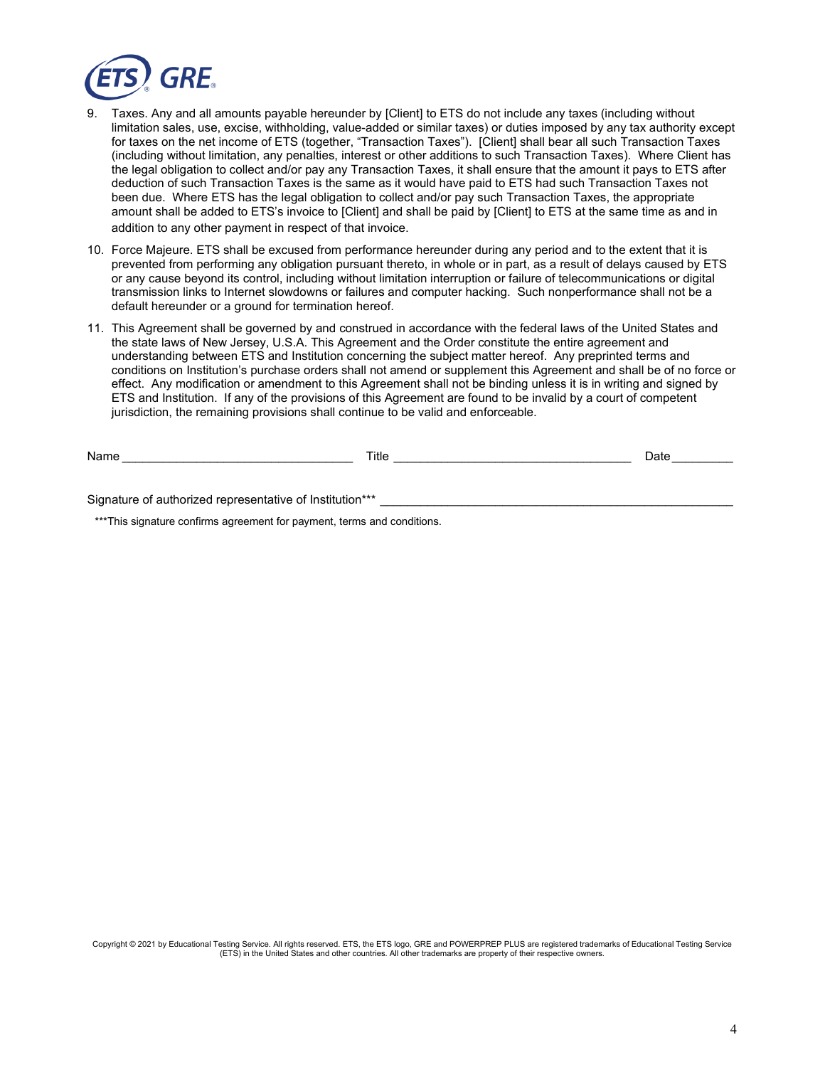9. Taxes. Any and all amounts payable hereunder by [Client] to ETS do not include any taxes (including without limitation sales, use, excise, withholding, value-added or similar taxes) or duties imposed by any tax authority except for taxes on the net income of ETS (together, "Transaction Taxes"). [Client] shall bear all such Transaction Taxes (including without limitation, any penalties, interest or other additions to such Transaction Taxes). Where Client has the legal obligation to collect and/or pay any Transaction Taxes, it shall ensure that the amount it pays to ETS after deduction of such Transaction Taxes is the same as it would have paid to ETS had such Transaction Taxes not been due. Where ETS has the legal obligation to collect and/or pay such Transaction Taxes, the appropriate amount shall be added to ETS's invoice to [Client] and shall be paid by [Client] to ETS at the same time as and in addition to any other payment in respect of that invoice.

10. Force Majeure. ETS shall be excused from performance hereunder during any period and to the extent that it is prevented from performing any obligation pursuant thereto, in whole or in part, as a result of delays caused by ETS or any cause beyond its control, including without limitation interruption or failure of telecommunications or digital transmission links to Internet slowdowns or failures and computer hacking. Such nonperformance shall not be a default hereunder or a ground for termination hereof.

11. This Agreement shall be governed by and construed in accordance with the federal laws of the United States and the state laws of New Jersey, U.S.A. This Agreement and the Order constitute the entire agreement and understanding between ETS and Institution concerning the subject matter hereof. Any preprinted terms and conditions on Institution's purchase orders shall not amend or supplement this Agreement and shall be of no force or effect. Any modification or amendment to this Agreement shall not be binding unless it is in writing and signed by ETS and Institution. If any of the provisions of this Agreement are found to be invalid by a court of competent jurisdiction, the remaining provisions shall continue to be valid and enforceable.

Name ________________________________ Title ________________________________ Date _________

Signature of authorized representative of Institution*** ____________________________________________________

***This signature confirms agreement for payment, terms and conditions.

Copyright © 2021 by Educational Testing Service. All rights reserved. ETS, the ETS logo, GRE and POWERPREP PLUS are registered trademarks of Educational Testing Service (ETS) in the United States and other countries. All other trademarks are property of their respective owners.